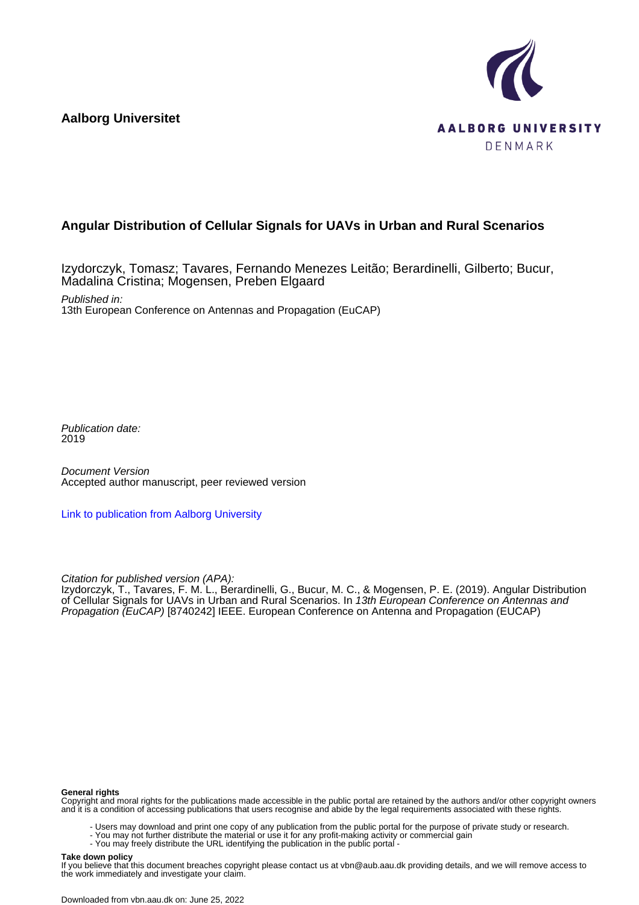**Aalborg Universitet**

AALBORG UNIVERSITY
DENMARK

## Angular Distribution of Cellular Signals for UAVs in Urban and Rural Scenarios

Izydorczyk, Tomasz; Tavares, Fernando Menezes Leitão; Berardinelli, Gilberto; Bucur, Madalina Cristina; Mogensen, Preben Elgaard

*Published in:*
13th European Conference on Antennas and Propagation (EuCAP)

*Publication date:*
2019

*Document Version*
Accepted author manuscript, peer reviewed version

Link to publication from Aalborg University

*Citation for published version (APA):*
Izydorczyk, T., Tavares, F. M. L., Berardinelli, G., Bucur, M. C., & Mogensen, P. E. (2019). Angular Distribution of Cellular Signals for UAVs in Urban and Rural Scenarios. In *13th European Conference on Antennas and Propagation (EuCAP)* [8740242] IEEE. European Conference on Antenna and Propagation (EUCAP)

**General rights**
Copyright and moral rights for the publications made accessible in the public portal are retained by the authors and/or other copyright owners and it is a condition of accessing publications that users recognise and abide by the legal requirements associated with these rights.

- Users may download and print one copy of any publication from the public portal for the purpose of private study or research.
- You may not further distribute the material or use it for any profit-making activity or commercial gain
- You may freely distribute the URL identifying the publication in the public portal -

**Take down policy**
If you believe that this document breaches copyright please contact us at vbn@aub.aau.dk providing details, and we will remove access to the work immediately and investigate your claim.

Downloaded from vbn.aau.dk on: June 25, 2022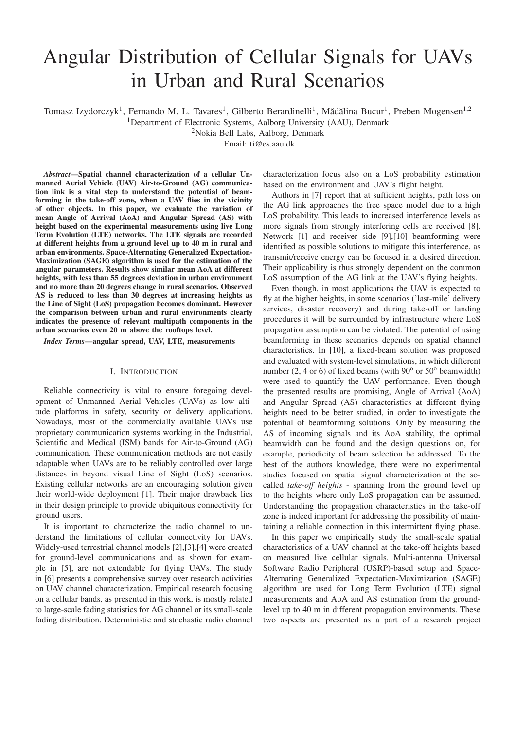# Angular Distribution of Cellular Signals for UAVs in Urban and Rural Scenarios

Tomasz Izydorczyk[1], Fernando M. L. Tavares[1], Gilberto Berardinelli[1], Mădălina Bucur[1], Preben Mogensen[1,2]

[1]Department of Electronic Systems, Aalborg University (AAU), Denmark

[2]Nokia Bell Labs, Aalborg, Denmark

Email: ti@es.aau.dk

***Abstract*—Spatial channel characterization of a cellular Unmanned Aerial Vehicle (UAV) Air-to-Ground (AG) communication link is a vital step to understand the potential of beamforming in the take-off zone, when a UAV flies in the vicinity of other objects. In this paper, we evaluate the variation of mean Angle of Arrival (AoA) and Angular Spread (AS) with height based on the experimental measurements using live Long Term Evolution (LTE) networks. The LTE signals are recorded at different heights from a ground level up to 40 m in rural and urban environments. Space-Alternating Generalized Expectation-Maximization (SAGE) algorithm is used for the estimation of the angular parameters. Results show similar mean AoA at different heights, with less than 55 degrees deviation in urban environment and no more than 20 degrees change in rural scenarios. Observed AS is reduced to less than 30 degrees at increasing heights as the Line of Sight (LoS) propagation becomes dominant. However the comparison between urban and rural environments clearly indicates the presence of relevant multipath components in the urban scenarios even 20 m above the rooftops level.**

***Index Terms*—angular spread, UAV, LTE, measurements**

## I. Introduction

Reliable connectivity is vital to ensure foregoing development of Unmanned Aerial Vehicles (UAVs) as low altitude platforms in safety, security or delivery applications. Nowadays, most of the commercially available UAVs use proprietary communication systems working in the Industrial, Scientific and Medical (ISM) bands for Air-to-Ground (AG) communication. These communication methods are not easily adaptable when UAVs are to be reliably controlled over large distances in beyond visual Line of Sight (LoS) scenarios. Existing cellular networks are an encouraging solution given their world-wide deployment [1]. Their major drawback lies in their design principle to provide ubiquitous connectivity for ground users.

It is important to characterize the radio channel to understand the limitations of cellular connectivity for UAVs. Widely-used terrestrial channel models [2],[3],[4] were created for ground-level communications and as shown for example in [5], are not extendable for flying UAVs. The study in [6] presents a comprehensive survey over research activities on UAV channel characterization. Empirical research focusing on a cellular bands, as presented in this work, is mostly related to large-scale fading statistics for AG channel or its small-scale fading distribution. Deterministic and stochastic radio channel characterization focus also on a LoS probability estimation based on the environment and UAV's flight height.

Authors in [7] report that at sufficient heights, path loss on the AG link approaches the free space model due to a high LoS probability. This leads to increased interference levels as more signals from strongly interfering cells are received [8]. Network [1] and receiver side [9],[10] beamforming were identified as possible solutions to mitigate this interference, as transmit/receive energy can be focused in a desired direction. Their applicability is thus strongly dependent on the common LoS assumption of the AG link at the UAV's flying heights.

Even though, in most applications the UAV is expected to fly at the higher heights, in some scenarios ('last-mile' delivery services, disaster recovery) and during take-off or landing procedures it will be surrounded by infrastructure where LoS propagation assumption can be violated. The potential of using beamforming in these scenarios depends on spatial channel characteristics. In [10], a fixed-beam solution was proposed and evaluated with system-level simulations, in which different number (2, 4 or 6) of fixed beams (with 90° or 50° beamwidth) were used to quantify the UAV performance. Even though the presented results are promising, Angle of Arrival (AoA) and Angular Spread (AS) characteristics at different flying heights need to be better studied, in order to investigate the potential of beamforming solutions. Only by measuring the AS of incoming signals and its AoA stability, the optimal beamwidth can be found and the design questions on, for example, periodicity of beam selection be addressed. To the best of the authors knowledge, there were no experimental studies focused on spatial signal characterization at the so-called *take-off heights* - spanning from the ground level up to the heights where only LoS propagation can be assumed. Understanding the propagation characteristics in the take-off zone is indeed important for addressing the possibility of maintaining a reliable connection in this intermittent flying phase.

In this paper we empirically study the small-scale spatial characteristics of a UAV channel at the take-off heights based on measured live cellular signals. Multi-antenna Universal Software Radio Peripheral (USRP)-based setup and Space-Alternating Generalized Expectation-Maximization (SAGE) algorithm are used for Long Term Evolution (LTE) signal measurements and AoA and AS estimation from the ground-level up to 40 m in different propagation environments. These two aspects are presented as a part of a research project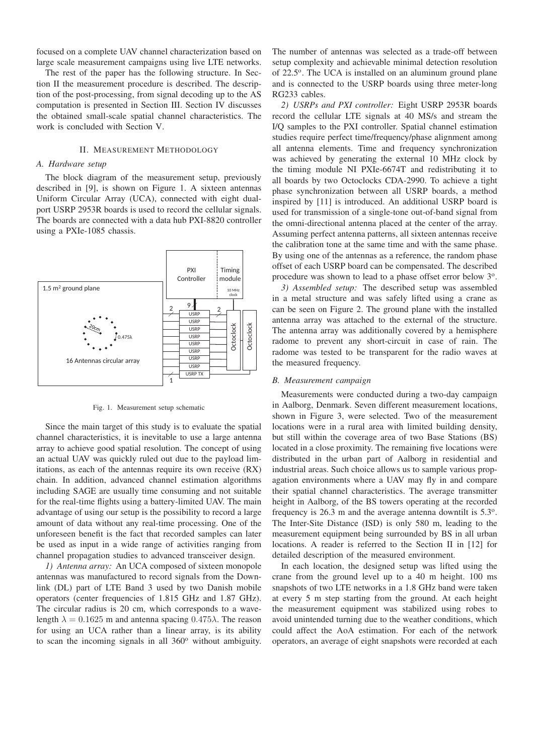focused on a complete UAV channel characterization based on large scale measurement campaigns using live LTE networks.

The rest of the paper has the following structure. In Section II the measurement procedure is described. The description of the post-processing, from signal decoding up to the AS computation is presented in Section III. Section IV discusses the obtained small-scale spatial channel characteristics. The work is concluded with Section V.

## II. Measurement Methodology

### A. Hardware setup

The block diagram of the measurement setup, previously described in [9], is shown on Figure 1. A sixteen antennas Uniform Circular Array (UCA), connected with eight dual-port USRP 2953R boards is used to record the cellular signals. The boards are connected with a data hub PXI-8820 controller using a PXIe-1085 chassis.

Fig. 1. Measurement setup schematic

Since the main target of this study is to evaluate the spatial channel characteristics, it is inevitable to use a large antenna array to achieve good spatial resolution. The concept of using an actual UAV was quickly ruled out due to the payload limitations, as each of the antennas require its own receive (RX) chain. In addition, advanced channel estimation algorithms including SAGE are usually time consuming and not suitable for the real-time flights using a battery-limited UAV. The main advantage of using our setup is the possibility to record a large amount of data without any real-time processing. One of the unforeseen benefit is the fact that recorded samples can later be used as input in a wide range of activities ranging from channel propagation studies to advanced transceiver design.

*1) Antenna array:* An UCA composed of sixteen monopole antennas was manufactured to record signals from the Downlink (DL) part of LTE Band 3 used by two Danish mobile operators (center frequencies of 1.815 GHz and 1.87 GHz). The circular radius is 20 cm, which corresponds to a wavelength $\lambda = 0.1625$ m and antenna spacing $0.475\lambda$. The reason for using an UCA rather than a linear array, is its ability to scan the incoming signals in all 360$^{o}$ without ambiguity. The number of antennas was selected as a trade-off between setup complexity and achievable minimal detection resolution of 22.5$^{o}$. The UCA is installed on an aluminum ground plane and is connected to the USRP boards using three meter-long RG233 cables.

*2) USRPs and PXI controller:* Eight USRP 2953R boards record the cellular LTE signals at 40 MS/s and stream the I/Q samples to the PXI controller. Spatial channel estimation studies require perfect time/frequency/phase alignment among all antenna elements. Time and frequency synchronization was achieved by generating the external 10 MHz clock by the timing module NI PXIe-6674T and redistributing it to all boards by two Octoclocks CDA-2990. To achieve a tight phase synchronization between all USRP boards, a method inspired by [11] is introduced. An additional USRP board is used for transmission of a single-tone out-of-band signal from the omni-directional antenna placed at the center of the array. Assuming perfect antenna patterns, all sixteen antennas receive the calibration tone at the same time and with the same phase. By using one of the antennas as a reference, the random phase offset of each USRP board can be compensated. The described procedure was shown to lead to a phase offset error below 3$^{o}$.

*3) Assembled setup:* The described setup was assembled in a metal structure and was safely lifted using a crane as can be seen on Figure 2. The ground plane with the installed antenna array was attached to the external of the structure. The antenna array was additionally covered by a hemisphere radome to prevent any short-circuit in case of rain. The radome was tested to be transparent for the radio waves at the measured frequency.

### B. Measurement campaign

Measurements were conducted during a two-day campaign in Aalborg, Denmark. Seven different measurement locations, shown in Figure 3, were selected. Two of the measurement locations were in a rural area with limited building density, but still within the coverage area of two Base Stations (BS) located in a close proximity. The remaining five locations were distributed in the urban part of Aalborg in residential and industrial areas. Such choice allows us to sample various propagation environments where a UAV may fly in and compare their spatial channel characteristics. The average transmitter height in Aalborg, of the BS towers operating at the recorded frequency is 26.3 m and the average antenna downtilt is 5.3$^{o}$. The Inter-Site Distance (ISD) is only 580 m, leading to the measurement equipment being surrounded by BS in all urban locations. A reader is referred to the Section II in [12] for detailed description of the measured environment.

In each location, the designed setup was lifted using the crane from the ground level up to a 40 m height. 100 ms snapshots of two LTE networks in a 1.8 GHz band were taken at every 5 m step starting from the ground. At each height the measurement equipment was stabilized using robes to avoid unintended turning due to the weather conditions, which could affect the AoA estimation. For each of the network operators, an average of eight snapshots were recorded at each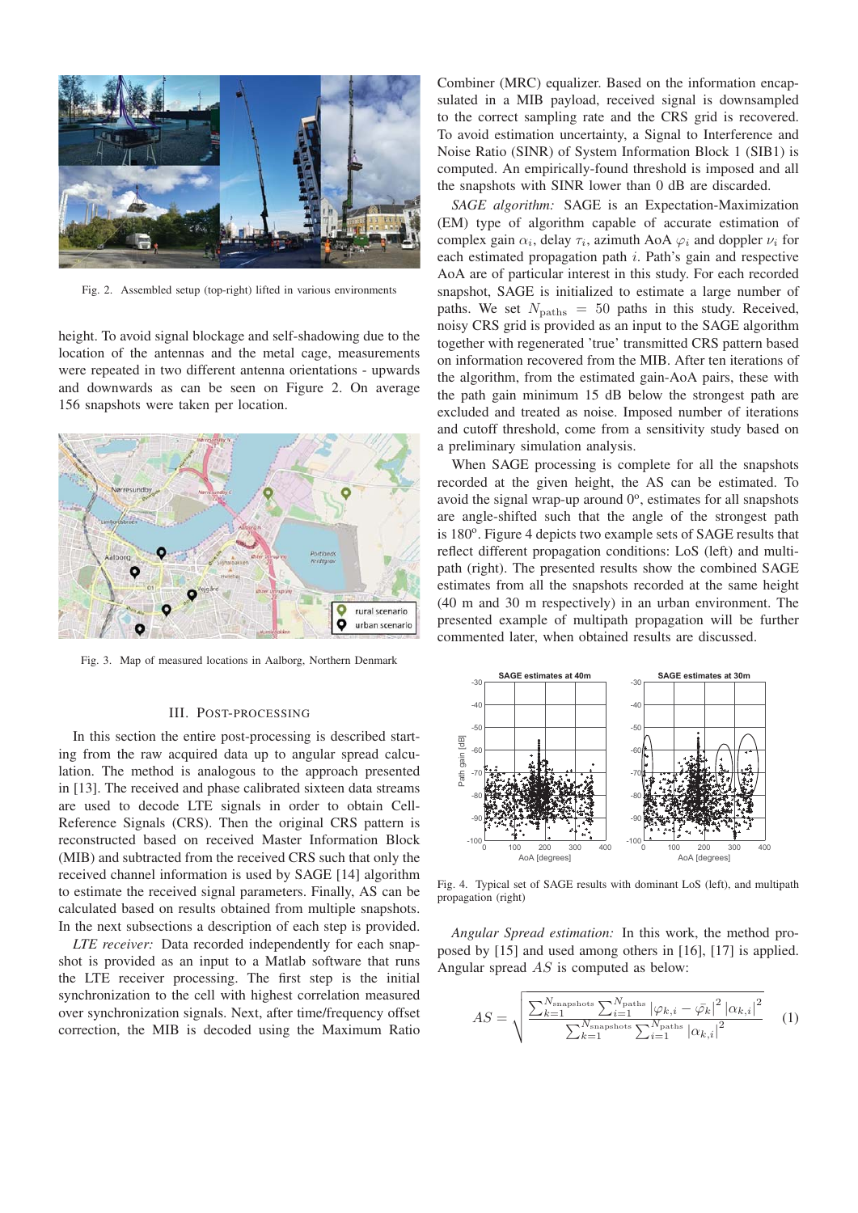Fig. 2. Assembled setup (top-right) lifted in various environments

height. To avoid signal blockage and self-shadowing due to the location of the antennas and the metal cage, measurements were repeated in two different antenna orientations - upwards and downwards as can be seen on Figure 2. On average 156 snapshots were taken per location.

Fig. 3. Map of measured locations in Aalborg, Northern Denmark

## III. Post-processing

In this section the entire post-processing is described starting from the raw acquired data up to angular spread calculation. The method is analogous to the approach presented in [13]. The received and phase calibrated sixteen data streams are used to decode LTE signals in order to obtain Cell-Reference Signals (CRS). Then the original CRS pattern is reconstructed based on received Master Information Block (MIB) and subtracted from the received CRS such that only the received channel information is used by SAGE [14] algorithm to estimate the received signal parameters. Finally, AS can be calculated based on results obtained from multiple snapshots. In the next subsections a description of each step is provided.

*LTE receiver:* Data recorded independently for each snapshot is provided as an input to a Matlab software that runs the LTE receiver processing. The first step is the initial synchronization to the cell with highest correlation measured over synchronization signals. Next, after time/frequency offset correction, the MIB is decoded using the Maximum Ratio Combiner (MRC) equalizer. Based on the information encapsulated in a MIB payload, received signal is downsampled to the correct sampling rate and the CRS grid is recovered. To avoid estimation uncertainty, a Signal to Interference and Noise Ratio (SINR) of System Information Block 1 (SIB1) is computed. An empirically-found threshold is imposed and all the snapshots with SINR lower than 0 dB are discarded.

*SAGE algorithm:* SAGE is an Expectation-Maximization (EM) type of algorithm capable of accurate estimation of complex gain $\alpha_i$, delay $\tau_i$, azimuth AoA $\varphi_i$ and doppler $\nu_i$ for each estimated propagation path $i$. Path's gain and respective AoA are of particular interest in this study. For each recorded snapshot, SAGE is initialized to estimate a large number of paths. We set $N_{\text{paths}} = 50$ paths in this study. Received, noisy CRS grid is provided as an input to the SAGE algorithm together with regenerated 'true' transmitted CRS pattern based on information recovered from the MIB. After ten iterations of the algorithm, from the estimated gain-AoA pairs, these with the path gain minimum 15 dB below the strongest path are excluded and treated as noise. Imposed number of iterations and cutoff threshold, come from a sensitivity study based on a preliminary simulation analysis.

When SAGE processing is complete for all the snapshots recorded at the given height, the AS can be estimated. To avoid the signal wrap-up around 0°, estimates for all snapshots are angle-shifted such that the angle of the strongest path is 180°. Figure 4 depicts two example sets of SAGE results that reflect different propagation conditions: LoS (left) and multipath (right). The presented results show the combined SAGE estimates from all the snapshots recorded at the same height (40 m and 30 m respectively) in an urban environment. The presented example of multipath propagation will be further commented later, when obtained results are discussed.

Fig. 4. Typical set of SAGE results with dominant LoS (left), and multipath propagation (right)

*Angular Spread estimation:* In this work, the method proposed by [15] and used among others in [16], [17] is applied. Angular spread $AS$ is computed as below:

$$AS = \sqrt{\frac{\sum_{k=1}^{N_{\text{snapshots}}} \sum_{i=1}^{N_{\text{paths}}} |\varphi_{k,i} - \bar{\varphi}_k|^2 \, |\alpha_{k,i}|^2}{\sum_{k=1}^{N_{\text{snapshots}}} \sum_{i=1}^{N_{\text{paths}}} |\alpha_{k,i}|^2}} \quad (1)$$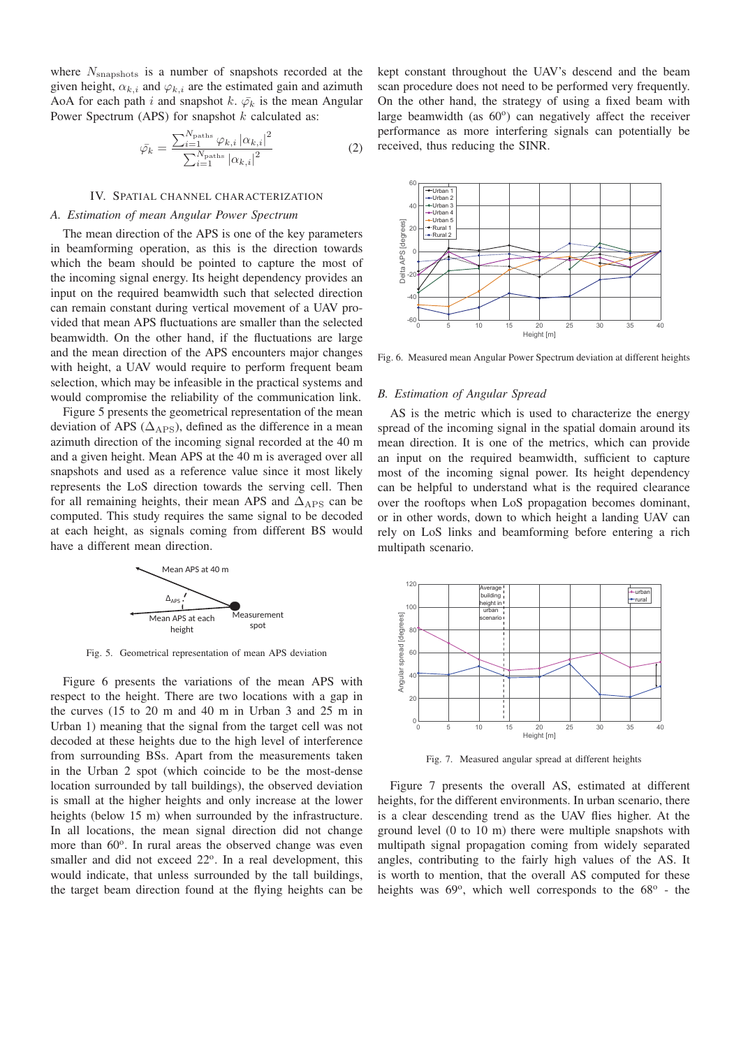where $N_{\text{snapshots}}$ is a number of snapshots recorded at the given height, $\alpha_{k,i}$ and $\varphi_{k,i}$ are the estimated gain and azimuth AoA for each path $i$ and snapshot $k$. $\bar{\varphi_k}$ is the mean Angular Power Spectrum (APS) for snapshot $k$ calculated as:

$$\bar{\varphi_k} = \frac{\sum_{i=1}^{N_{\text{paths}}} \varphi_{k,i} \left|\alpha_{k,i}\right|^2}{\sum_{i=1}^{N_{\text{paths}}} \left|\alpha_{k,i}\right|^2} \tag{2}$$

## IV. Spatial Channel Characterization

### A. Estimation of mean Angular Power Spectrum

The mean direction of the APS is one of the key parameters in beamforming operation, as this is the direction towards which the beam should be pointed to capture the most of the incoming signal energy. Its height dependency provides an input on the required beamwidth such that selected direction can remain constant during vertical movement of a UAV provided that mean APS fluctuations are smaller than the selected beamwidth. On the other hand, if the fluctuations are large and the mean direction of the APS encounters major changes with height, a UAV would require to perform frequent beam selection, which may be infeasible in the practical systems and would compromise the reliability of the communication link.

Figure 5 presents the geometrical representation of the mean deviation of APS ($\Delta_{\text{APS}}$), defined as the difference in a mean azimuth direction of the incoming signal recorded at the 40 m and a given height. Mean APS at the 40 m is averaged over all snapshots and used as a reference value since it most likely represents the LoS direction towards the serving cell. Then for all remaining heights, their mean APS and $\Delta_{\text{APS}}$ can be computed. This study requires the same signal to be decoded at each height, as signals coming from different BS would have a different mean direction.

Fig. 5. Geometrical representation of mean APS deviation

Figure 6 presents the variations of the mean APS with respect to the height. There are two locations with a gap in the curves (15 to 20 m and 40 m in Urban 3 and 25 m in Urban 1) meaning that the signal from the target cell was not decoded at these heights due to the high level of interference from surrounding BSs. Apart from the measurements taken in the Urban 2 spot (which coincide to be the most-dense location surrounded by tall buildings), the observed deviation is small at the higher heights and only increase at the lower heights (below 15 m) when surrounded by the infrastructure. In all locations, the mean signal direction did not change more than 60º. In rural areas the observed change was even smaller and did not exceed 22º. In a real development, this would indicate, that unless surrounded by the tall buildings, the target beam direction found at the flying heights can be kept constant throughout the UAV's descend and the beam scan procedure does not need to be performed very frequently. On the other hand, the strategy of using a fixed beam with large beamwidth (as 60º) can negatively affect the receiver performance as more interfering signals can potentially be received, thus reducing the SINR.

Fig. 6. Measured mean Angular Power Spectrum deviation at different heights

### B. Estimation of Angular Spread

AS is the metric which is used to characterize the energy spread of the incoming signal in the spatial domain around its mean direction. It is one of the metrics, which can provide an input on the required beamwidth, sufficient to capture most of the incoming signal power. Its height dependency can be helpful to understand what is the required clearance over the rooftops when LoS propagation becomes dominant, or in other words, down to which height a landing UAV can rely on LoS links and beamforming before entering a rich multipath scenario.

Fig. 7. Measured angular spread at different heights

Figure 7 presents the overall AS, estimated at different heights, for the different environments. In urban scenario, there is a clear descending trend as the UAV flies higher. At the ground level (0 to 10 m) there were multiple snapshots with multipath signal propagation coming from widely separated angles, contributing to the fairly high values of the AS. It is worth to mention, that the overall AS computed for these heights was 69º, which well corresponds to the 68º - the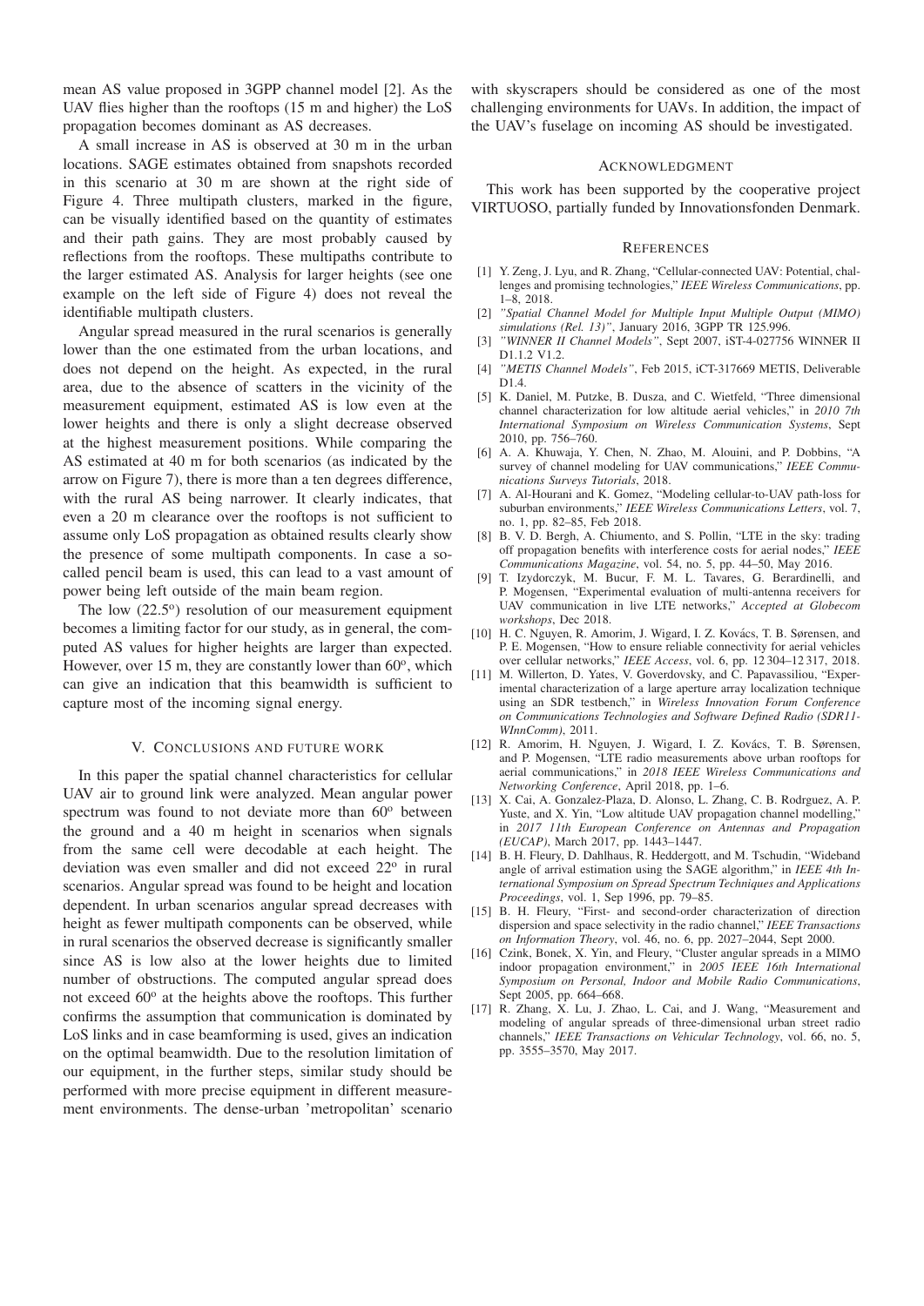mean AS value proposed in 3GPP channel model [2]. As the UAV flies higher than the rooftops (15 m and higher) the LoS propagation becomes dominant as AS decreases.

A small increase in AS is observed at 30 m in the urban locations. SAGE estimates obtained from snapshots recorded in this scenario at 30 m are shown at the right side of Figure 4. Three multipath clusters, marked in the figure, can be visually identified based on the quantity of estimates and their path gains. They are most probably caused by reflections from the rooftops. These multipaths contribute to the larger estimated AS. Analysis for larger heights (see one example on the left side of Figure 4) does not reveal the identifiable multipath clusters.

Angular spread measured in the rural scenarios is generally lower than the one estimated from the urban locations, and does not depend on the height. As expected, in the rural area, due to the absence of scatters in the vicinity of the measurement equipment, estimated AS is low even at the lower heights and there is only a slight decrease observed at the highest measurement positions. While comparing the AS estimated at 40 m for both scenarios (as indicated by the arrow on Figure 7), there is more than a ten degrees difference, with the rural AS being narrower. It clearly indicates, that even a 20 m clearance over the rooftops is not sufficient to assume only LoS propagation as obtained results clearly show the presence of some multipath components. In case a so-called pencil beam is used, this can lead to a vast amount of power being left outside of the main beam region.

The low ($22.5^o$) resolution of our measurement equipment becomes a limiting factor for our study, as in general, the computed AS values for higher heights are larger than expected. However, over 15 m, they are constantly lower than $60^o$, which can give an indication that this beamwidth is sufficient to capture most of the incoming signal energy.

## V. Conclusions and Future Work

In this paper the spatial channel characteristics for cellular UAV air to ground link were analyzed. Mean angular power spectrum was found to not deviate more than $60^o$ between the ground and a 40 m height in scenarios when signals from the same cell were decodable at each height. The deviation was even smaller and did not exceed $22^o$ in rural scenarios. Angular spread was found to be height and location dependent. In urban scenarios angular spread decreases with height as fewer multipath components can be observed, while in rural scenarios the observed decrease is significantly smaller since AS is low also at the lower heights due to limited number of obstructions. The computed angular spread does not exceed $60^o$ at the heights above the rooftops. This further confirms the assumption that communication is dominated by LoS links and in case beamforming is used, gives an indication on the optimal beamwidth. Due to the resolution limitation of our equipment, in the further steps, similar study should be performed with more precise equipment in different measurement environments. The dense-urban 'metropolitan' scenario with skyscrapers should be considered as one of the most challenging environments for UAVs. In addition, the impact of the UAV's fuselage on incoming AS should be investigated.

## Acknowledgment

This work has been supported by the cooperative project VIRTUOSO, partially funded by Innovationsfonden Denmark.

## References

[1] Y. Zeng, J. Lyu, and R. Zhang, "Cellular-connected UAV: Potential, challenges and promising technologies," *IEEE Wireless Communications*, pp. 1–8, 2018.

[2] *"Spatial Channel Model for Multiple Input Multiple Output (MIMO) simulations (Rel. 13)"*, January 2016, 3GPP TR 125.996.

[3] *"WINNER II Channel Models"*, Sept 2007, iST-4-027756 WINNER II D1.1.2 V1.2.

[4] *"METIS Channel Models"*, Feb 2015, iCT-317669 METIS, Deliverable D1.4.

[5] K. Daniel, M. Putzke, B. Dusza, and C. Wietfeld, "Three dimensional channel characterization for low altitude aerial vehicles," in *2010 7th International Symposium on Wireless Communication Systems*, Sept 2010, pp. 756–760.

[6] A. A. Khuwaja, Y. Chen, N. Zhao, M. Alouini, and P. Dobbins, "A survey of channel modeling for UAV communications," *IEEE Communications Surveys Tutorials*, 2018.

[7] A. Al-Hourani and K. Gomez, "Modeling cellular-to-UAV path-loss for suburban environments," *IEEE Wireless Communications Letters*, vol. 7, no. 1, pp. 82–85, Feb 2018.

[8] B. V. D. Bergh, A. Chiumento, and S. Pollin, "LTE in the sky: trading off propagation benefits with interference costs for aerial nodes," *IEEE Communications Magazine*, vol. 54, no. 5, pp. 44–50, May 2016.

[9] T. Izydorczyk, M. Bucur, F. M. L. Tavares, G. Berardinelli, and P. Mogensen, "Experimental evaluation of multi-antenna receivers for UAV communication in live LTE networks," *Accepted at Globecom workshops*, Dec 2018.

[10] H. C. Nguyen, R. Amorim, J. Wigard, I. Z. Kovács, T. B. Sørensen, and P. E. Mogensen, "How to ensure reliable connectivity for aerial vehicles over cellular networks," *IEEE Access*, vol. 6, pp. 12 304–12 317, 2018.

[11] M. Willerton, D. Yates, V. Goverdovsky, and C. Papavassiliou, "Experimental characterization of a large aperture array localization technique using an SDR testbench," in *Wireless Innovation Forum Conference on Communications Technologies and Software Defined Radio (SDR11-WInnComm)*, 2011.

[12] R. Amorim, H. Nguyen, J. Wigard, I. Z. Kovács, T. B. Sørensen, and P. Mogensen, "LTE radio measurements above urban rooftops for aerial communications," in *2018 IEEE Wireless Communications and Networking Conference*, April 2018, pp. 1–6.

[13] X. Cai, A. Gonzalez-Plaza, D. Alonso, L. Zhang, C. B. Rodrguez, A. P. Yuste, and X. Yin, "Low altitude UAV propagation channel modelling," in *2017 11th European Conference on Antennas and Propagation (EUCAP)*, March 2017, pp. 1443–1447.

[14] B. H. Fleury, D. Dahlhaus, R. Heddergott, and M. Tschudin, "Wideband angle of arrival estimation using the SAGE algorithm," in *IEEE 4th International Symposium on Spread Spectrum Techniques and Applications Proceedings*, vol. 1, Sep 1996, pp. 79–85.

[15] B. H. Fleury, "First- and second-order characterization of direction dispersion and space selectivity in the radio channel," *IEEE Transactions on Information Theory*, vol. 46, no. 6, pp. 2027–2044, Sept 2000.

[16] Czink, Bonek, X. Yin, and Fleury, "Cluster angular spreads in a MIMO indoor propagation environment," in *2005 IEEE 16th International Symposium on Personal, Indoor and Mobile Radio Communications*, Sept 2005, pp. 664–668.

[17] R. Zhang, X. Lu, J. Zhao, L. Cai, and J. Wang, "Measurement and modeling of angular spreads of three-dimensional urban street radio channels," *IEEE Transactions on Vehicular Technology*, vol. 66, no. 5, pp. 3555–3570, May 2017.